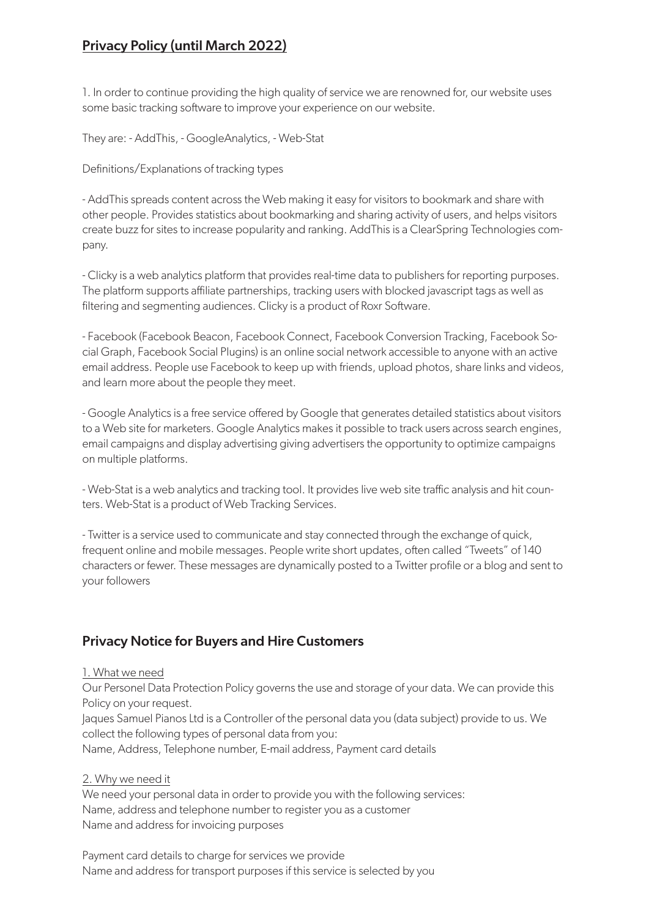## Privacy Policy (until March 2022)

1. In order to continue providing the high quality of service we are renowned for, our website uses some basic tracking software to improve your experience on our website.

They are: - AddThis, - GoogleAnalytics, - Web-Stat

Definitions/Explanations of tracking types

- AddThis spreads content across the Web making it easy for visitors to bookmark and share with other people. Provides statistics about bookmarking and sharing activity of users, and helps visitors create buzz for sites to increase popularity and ranking. AddThis is a ClearSpring Technologies company.

- Clicky is a web analytics platform that provides real-time data to publishers for reporting purposes. The platform supports affiliate partnerships, tracking users with blocked javascript tags as well as filtering and segmenting audiences. Clicky is a product of Roxr Software.

- Facebook (Facebook Beacon, Facebook Connect, Facebook Conversion Tracking, Facebook Social Graph, Facebook Social Plugins) is an online social network accessible to anyone with an active email address. People use Facebook to keep up with friends, upload photos, share links and videos, and learn more about the people they meet.

- Google Analytics is a free service offered by Google that generates detailed statistics about visitors to a Web site for marketers. Google Analytics makes it possible to track users across search engines, email campaigns and display advertising giving advertisers the opportunity to optimize campaigns on multiple platforms.

- Web-Stat is a web analytics and tracking tool. It provides live web site traffic analysis and hit counters. Web-Stat is a product of Web Tracking Services.

- Twitter is a service used to communicate and stay connected through the exchange of quick, frequent online and mobile messages. People write short updates, often called "Tweets" of 140 characters or fewer. These messages are dynamically posted to a Twitter profile or a blog and sent to your followers

## Privacy Notice for Buyers and Hire Customers

1. What we need

Our Personel Data Protection Policy governs the use and storage of your data. We can provide this Policy on your request.
Jaques Samuel Pianos Ltd is a Controller of the personal data you (data subject) provide to us. We collect the following types of personal data from you:
Name, Address, Telephone number, E-mail address, Payment card details

2. Why we need it

We need your personal data in order to provide you with the following services:
Name, address and telephone number to register you as a customer
Name and address for invoicing purposes

Payment card details to charge for services we provide
Name and address for transport purposes if this service is selected by you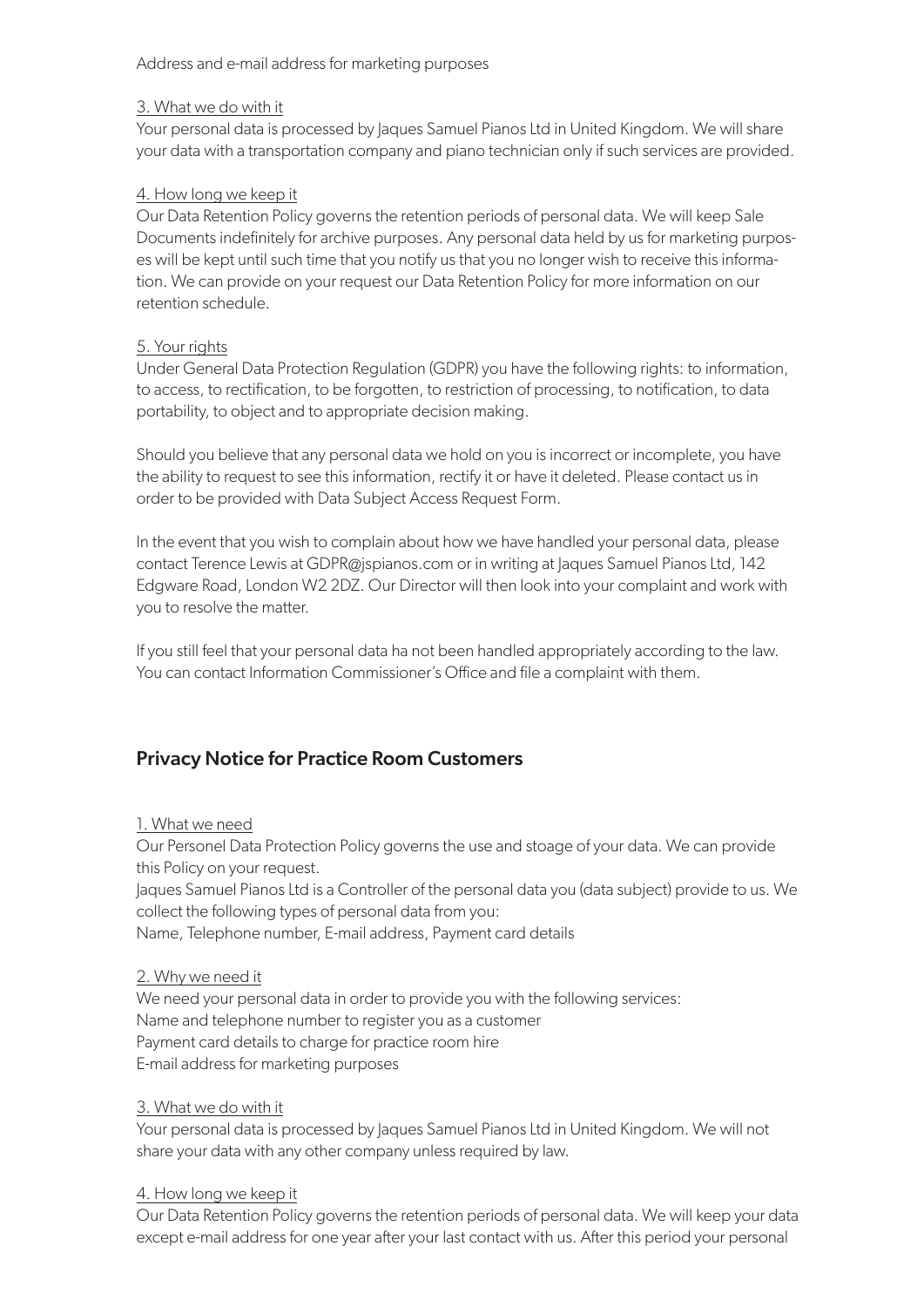Address and e-mail address for marketing purposes

3. What we do with it

Your personal data is processed by Jaques Samuel Pianos Ltd in United Kingdom. We will share your data with a transportation company and piano technician only if such services are provided.

4. How long we keep it

Our Data Retention Policy governs the retention periods of personal data. We will keep Sale Documents indefinitely for archive purposes. Any personal data held by us for marketing purposes will be kept until such time that you notify us that you no longer wish to receive this information. We can provide on your request our Data Retention Policy for more information on our retention schedule.

5. Your rights

Under General Data Protection Regulation (GDPR) you have the following rights: to information, to access, to rectification, to be forgotten, to restriction of processing, to notification, to data portability, to object and to appropriate decision making.

Should you believe that any personal data we hold on you is incorrect or incomplete, you have the ability to request to see this information, rectify it or have it deleted. Please contact us in order to be provided with Data Subject Access Request Form.

In the event that you wish to complain about how we have handled your personal data, please contact Terence Lewis at GDPR@jspianos.com or in writing at Jaques Samuel Pianos Ltd, 142 Edgware Road, London W2 2DZ. Our Director will then look into your complaint and work with you to resolve the matter.

If you still feel that your personal data ha not been handled appropriately according to the law. You can contact Information Commissioner's Office and file a complaint with them.

## Privacy Notice for Practice Room Customers

1. What we need

Our Personel Data Protection Policy governs the use and stoage of your data. We can provide this Policy on your request.

Jaques Samuel Pianos Ltd is a Controller of the personal data you (data subject) provide to us. We collect the following types of personal data from you:

Name, Telephone number, E-mail address, Payment card details

2. Why we need it

We need your personal data in order to provide you with the following services:

Name and telephone number to register you as a customer

Payment card details to charge for practice room hire

E-mail address for marketing purposes

3. What we do with it

Your personal data is processed by Jaques Samuel Pianos Ltd in United Kingdom. We will not share your data with any other company unless required by law.

4. How long we keep it

Our Data Retention Policy governs the retention periods of personal data. We will keep your data except e-mail address for one year after your last contact with us. After this period your personal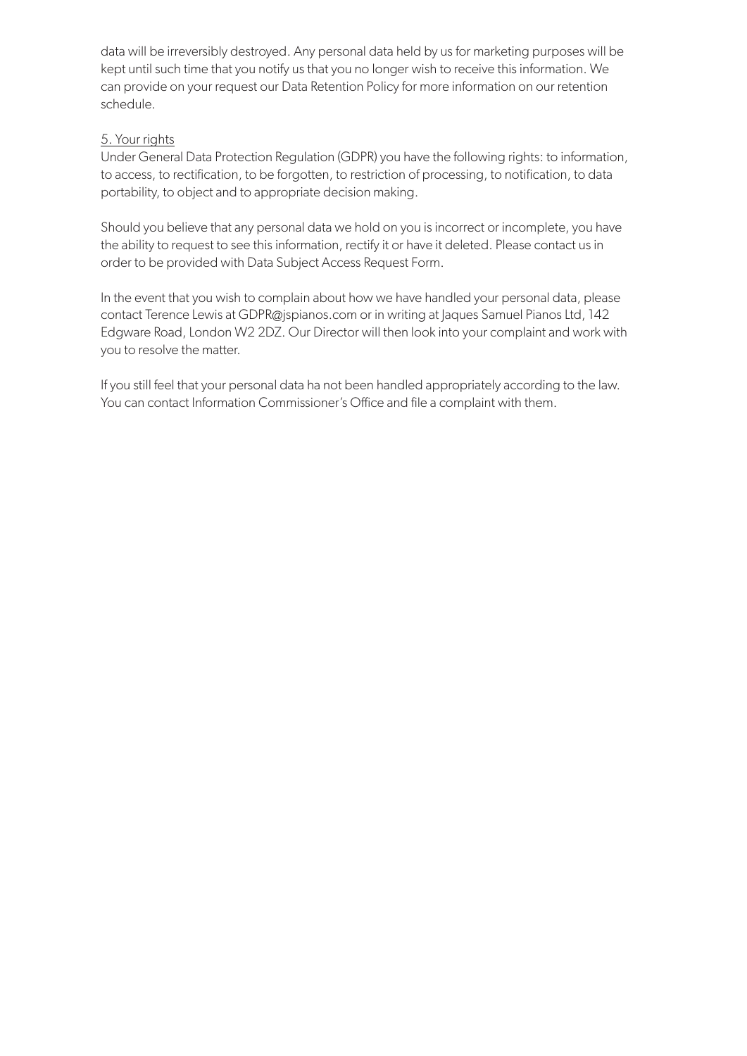data will be irreversibly destroyed. Any personal data held by us for marketing purposes will be kept until such time that you notify us that you no longer wish to receive this information. We can provide on your request our Data Retention Policy for more information on our retention schedule.

## 5. Your rights

Under General Data Protection Regulation (GDPR) you have the following rights: to information, to access, to rectification, to be forgotten, to restriction of processing, to notification, to data portability, to object and to appropriate decision making.

Should you believe that any personal data we hold on you is incorrect or incomplete, you have the ability to request to see this information, rectify it or have it deleted. Please contact us in order to be provided with Data Subject Access Request Form.

In the event that you wish to complain about how we have handled your personal data, please contact Terence Lewis at GDPR@jspianos.com or in writing at Jaques Samuel Pianos Ltd, 142 Edgware Road, London W2 2DZ. Our Director will then look into your complaint and work with you to resolve the matter.

If you still feel that your personal data ha not been handled appropriately according to the law. You can contact Information Commissioner's Office and file a complaint with them.